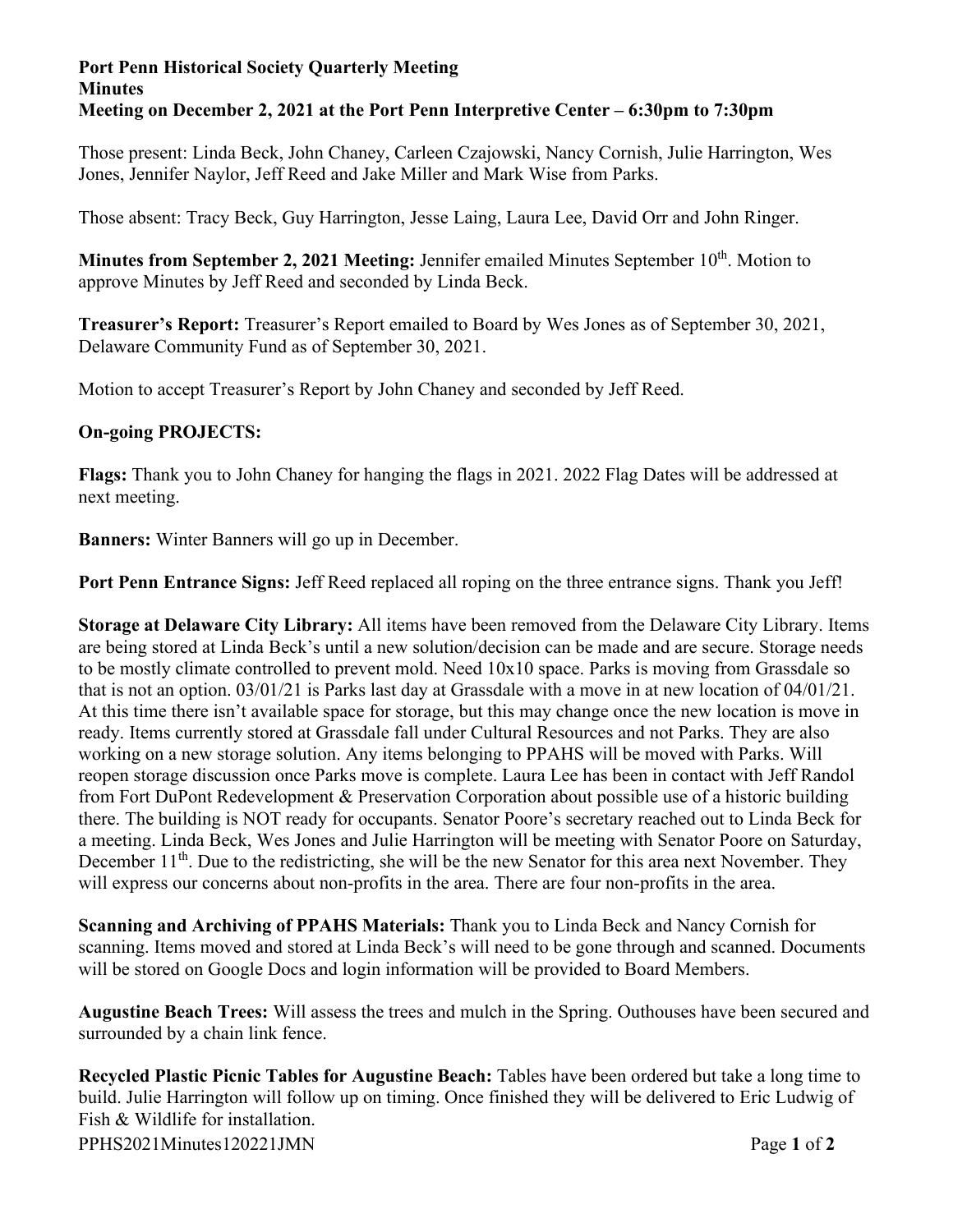**Port Penn Historical Society Quarterly Meeting**
**Minutes**
**Meeting on December 2, 2021 at the Port Penn Interpretive Center – 6:30pm to 7:30pm**

Those present: Linda Beck, John Chaney, Carleen Czajowski, Nancy Cornish, Julie Harrington, Wes Jones, Jennifer Naylor, Jeff Reed and Jake Miller and Mark Wise from Parks.

Those absent: Tracy Beck, Guy Harrington, Jesse Laing, Laura Lee, David Orr and John Ringer.

**Minutes from September 2, 2021 Meeting:** Jennifer emailed Minutes September 10th. Motion to approve Minutes by Jeff Reed and seconded by Linda Beck.

**Treasurer's Report:** Treasurer's Report emailed to Board by Wes Jones as of September 30, 2021, Delaware Community Fund as of September 30, 2021.

Motion to accept Treasurer's Report by John Chaney and seconded by Jeff Reed.

**On-going PROJECTS:**

**Flags:** Thank you to John Chaney for hanging the flags in 2021. 2022 Flag Dates will be addressed at next meeting.

**Banners:** Winter Banners will go up in December.

**Port Penn Entrance Signs:** Jeff Reed replaced all roping on the three entrance signs. Thank you Jeff!

**Storage at Delaware City Library:** All items have been removed from the Delaware City Library. Items are being stored at Linda Beck's until a new solution/decision can be made and are secure. Storage needs to be mostly climate controlled to prevent mold. Need 10x10 space. Parks is moving from Grassdale so that is not an option. 03/01/21 is Parks last day at Grassdale with a move in at new location of 04/01/21. At this time there isn't available space for storage, but this may change once the new location is move in ready. Items currently stored at Grassdale fall under Cultural Resources and not Parks. They are also working on a new storage solution. Any items belonging to PPAHS will be moved with Parks. Will reopen storage discussion once Parks move is complete. Laura Lee has been in contact with Jeff Randol from Fort DuPont Redevelopment & Preservation Corporation about possible use of a historic building there. The building is NOT ready for occupants. Senator Poore's secretary reached out to Linda Beck for a meeting. Linda Beck, Wes Jones and Julie Harrington will be meeting with Senator Poore on Saturday, December 11th. Due to the redistricting, she will be the new Senator for this area next November. They will express our concerns about non-profits in the area. There are four non-profits in the area.

**Scanning and Archiving of PPAHS Materials:** Thank you to Linda Beck and Nancy Cornish for scanning. Items moved and stored at Linda Beck's will need to be gone through and scanned. Documents will be stored on Google Docs and login information will be provided to Board Members.

**Augustine Beach Trees:** Will assess the trees and mulch in the Spring. Outhouses have been secured and surrounded by a chain link fence.

**Recycled Plastic Picnic Tables for Augustine Beach:** Tables have been ordered but take a long time to build. Julie Harrington will follow up on timing. Once finished they will be delivered to Eric Ludwig of Fish & Wildlife for installation.

PPHS2021Minutes120221JMN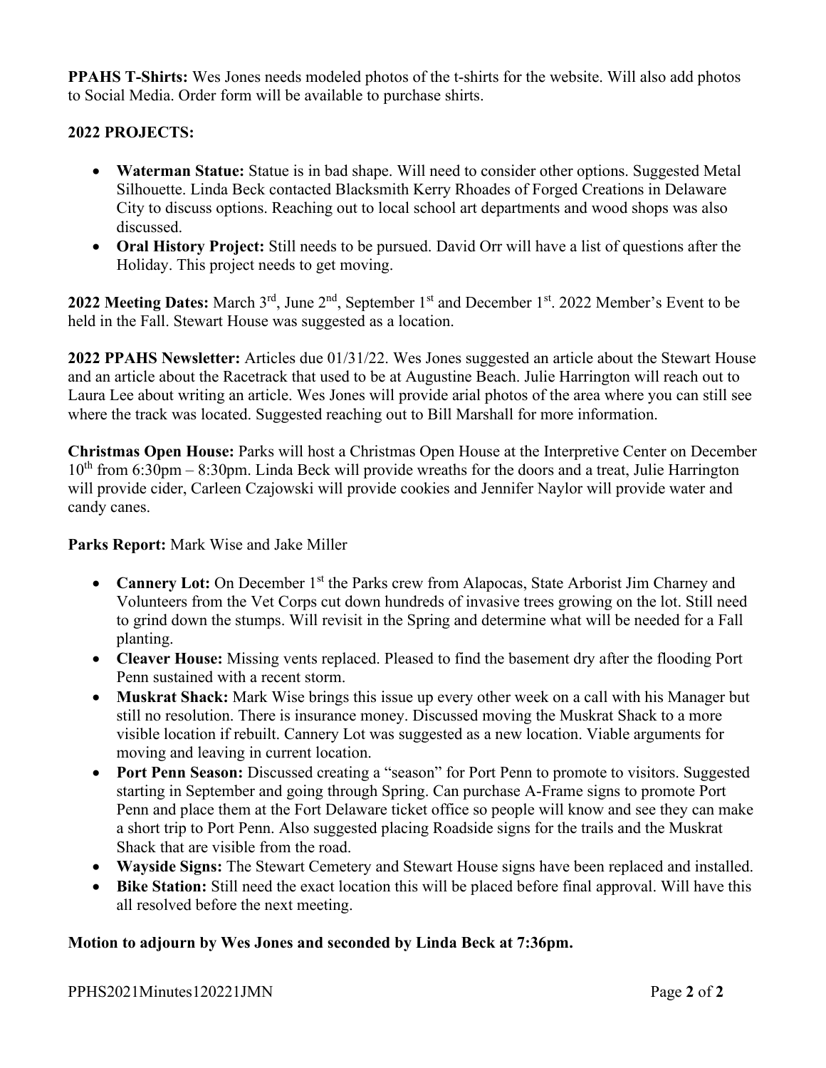**PPAHS T-Shirts:** Wes Jones needs modeled photos of the t-shirts for the website. Will also add photos to Social Media. Order form will be available to purchase shirts.

**2022 PROJECTS:**

- **Waterman Statue:** Statue is in bad shape. Will need to consider other options. Suggested Metal Silhouette. Linda Beck contacted Blacksmith Kerry Rhoades of Forged Creations in Delaware City to discuss options. Reaching out to local school art departments and wood shops was also discussed.
- **Oral History Project:** Still needs to be pursued. David Orr will have a list of questions after the Holiday. This project needs to get moving.

**2022 Meeting Dates:** March 3rd, June 2nd, September 1st and December 1st. 2022 Member's Event to be held in the Fall. Stewart House was suggested as a location.

**2022 PPAHS Newsletter:** Articles due 01/31/22. Wes Jones suggested an article about the Stewart House and an article about the Racetrack that used to be at Augustine Beach. Julie Harrington will reach out to Laura Lee about writing an article. Wes Jones will provide arial photos of the area where you can still see where the track was located. Suggested reaching out to Bill Marshall for more information.

**Christmas Open House:** Parks will host a Christmas Open House at the Interpretive Center on December 10th from 6:30pm – 8:30pm. Linda Beck will provide wreaths for the doors and a treat, Julie Harrington will provide cider, Carleen Czajowski will provide cookies and Jennifer Naylor will provide water and candy canes.

**Parks Report:** Mark Wise and Jake Miller

- **Cannery Lot:** On December 1st the Parks crew from Alapocas, State Arborist Jim Charney and Volunteers from the Vet Corps cut down hundreds of invasive trees growing on the lot. Still need to grind down the stumps. Will revisit in the Spring and determine what will be needed for a Fall planting.
- **Cleaver House:** Missing vents replaced. Pleased to find the basement dry after the flooding Port Penn sustained with a recent storm.
- **Muskrat Shack:** Mark Wise brings this issue up every other week on a call with his Manager but still no resolution. There is insurance money. Discussed moving the Muskrat Shack to a more visible location if rebuilt. Cannery Lot was suggested as a new location. Viable arguments for moving and leaving in current location.
- **Port Penn Season:** Discussed creating a "season" for Port Penn to promote to visitors. Suggested starting in September and going through Spring. Can purchase A-Frame signs to promote Port Penn and place them at the Fort Delaware ticket office so people will know and see they can make a short trip to Port Penn. Also suggested placing Roadside signs for the trails and the Muskrat Shack that are visible from the road.
- **Wayside Signs:** The Stewart Cemetery and Stewart House signs have been replaced and installed.
- **Bike Station:** Still need the exact location this will be placed before final approval. Will have this all resolved before the next meeting.

**Motion to adjourn by Wes Jones and seconded by Linda Beck at 7:36pm.**